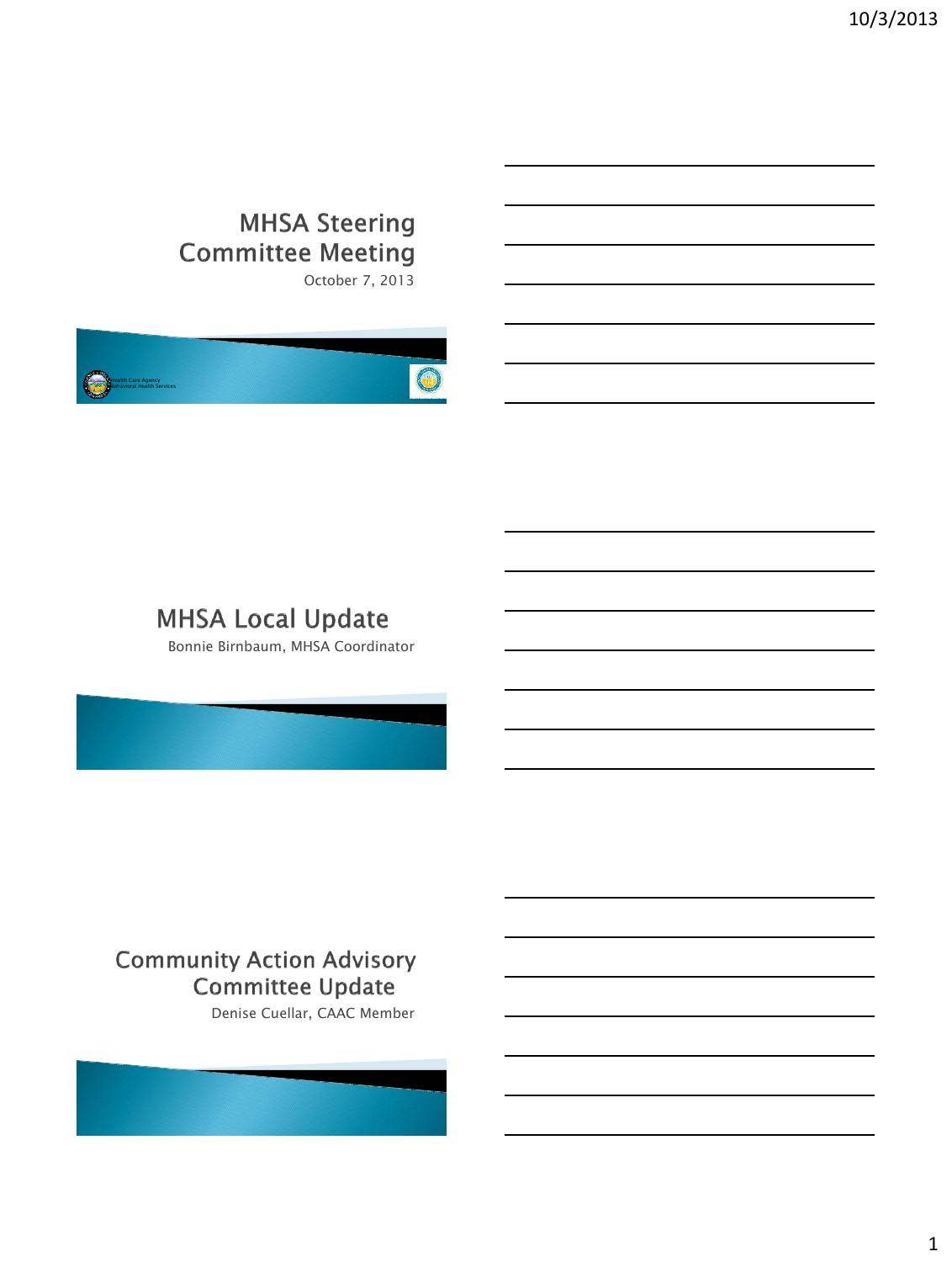## MHSA Steering Committee Meeting

October 7, 2013

Health Care Agency
Behavioral Health Services

## MHSA Local Update

Bonnie Birnbaum, MHSA Coordinator

## Community Action Advisory Committee Update

Denise Cuellar, CAAC Member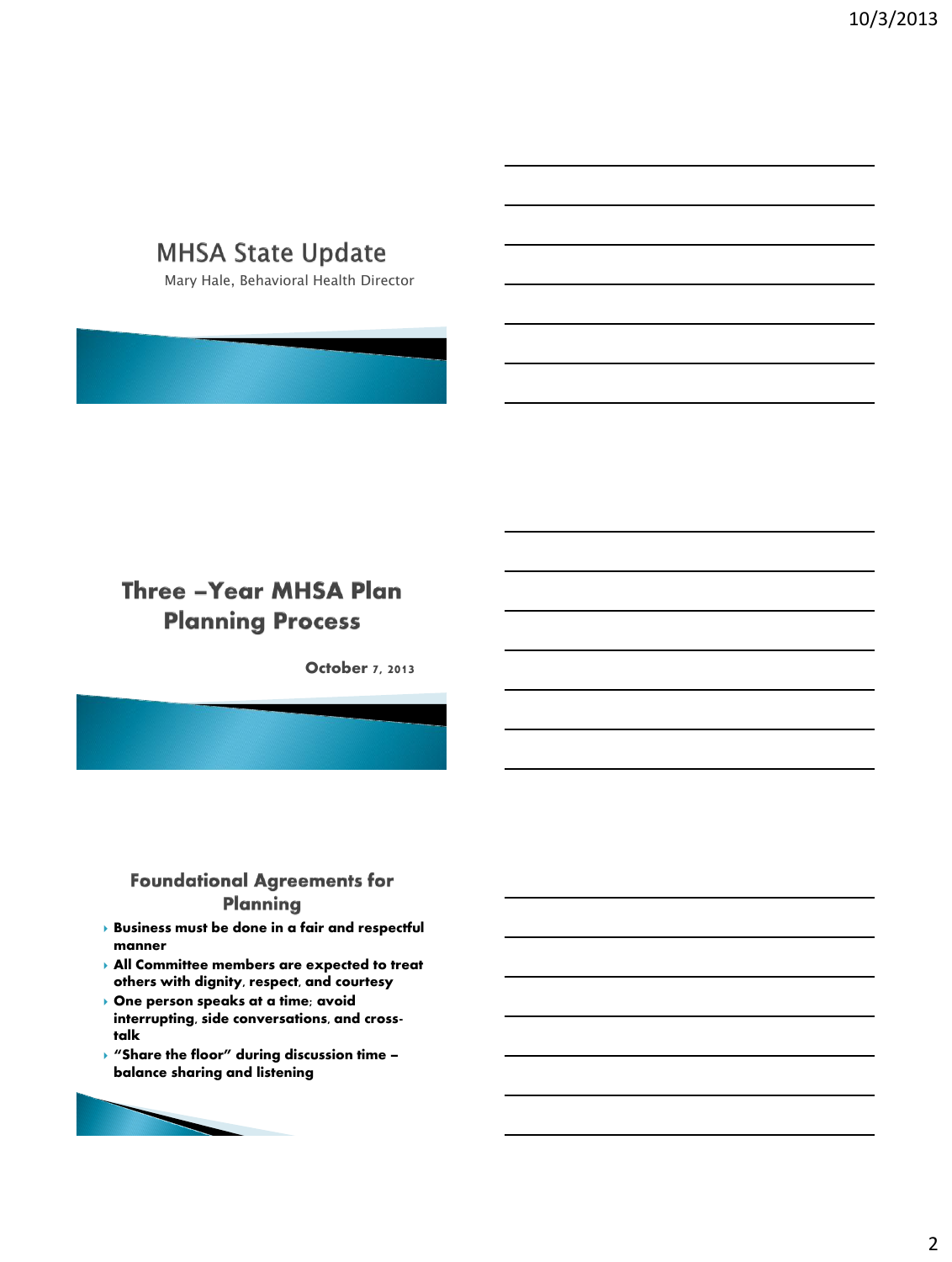# MHSA State Update

Mary Hale, Behavioral Health Director

# Three –Year MHSA Plan Planning Process

October 7, 2013

## Foundational Agreements for Planning

- **Business must be done in a fair and respectful manner**
- **All Committee members are expected to treat others with dignity, respect, and courtesy**
- **One person speaks at a time; avoid interrupting, side conversations, and cross-talk**
- **"Share the floor" during discussion time – balance sharing and listening**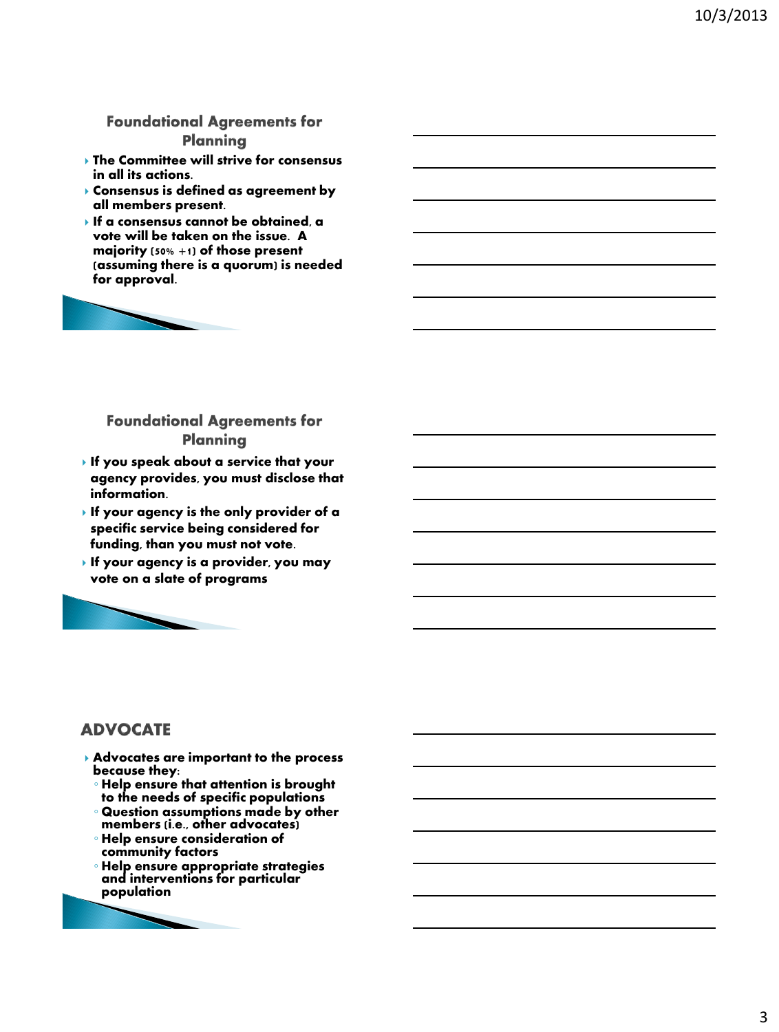## Foundational Agreements for Planning

- **The Committee will strive for consensus in all its actions.**
- **Consensus is defined as agreement by all members present.**
- **If a consensus cannot be obtained, a vote will be taken on the issue. A majority (50% +1) of those present (assuming there is a quorum) is needed for approval.**

## Foundational Agreements for Planning

- **If you speak about a service that your agency provides, you must disclose that information.**
- **If your agency is the only provider of a specific service being considered for funding, than you must not vote.**
- **If your agency is a provider, you may vote on a slate of programs**

## ADVOCATE

- **Advocates are important to the process because they:**
  - **Help ensure that attention is brought to the needs of specific populations**
  - **Question assumptions made by other members (i.e., other advocates)**
  - **Help ensure consideration of community factors**
  - **Help ensure appropriate strategies and interventions for particular population**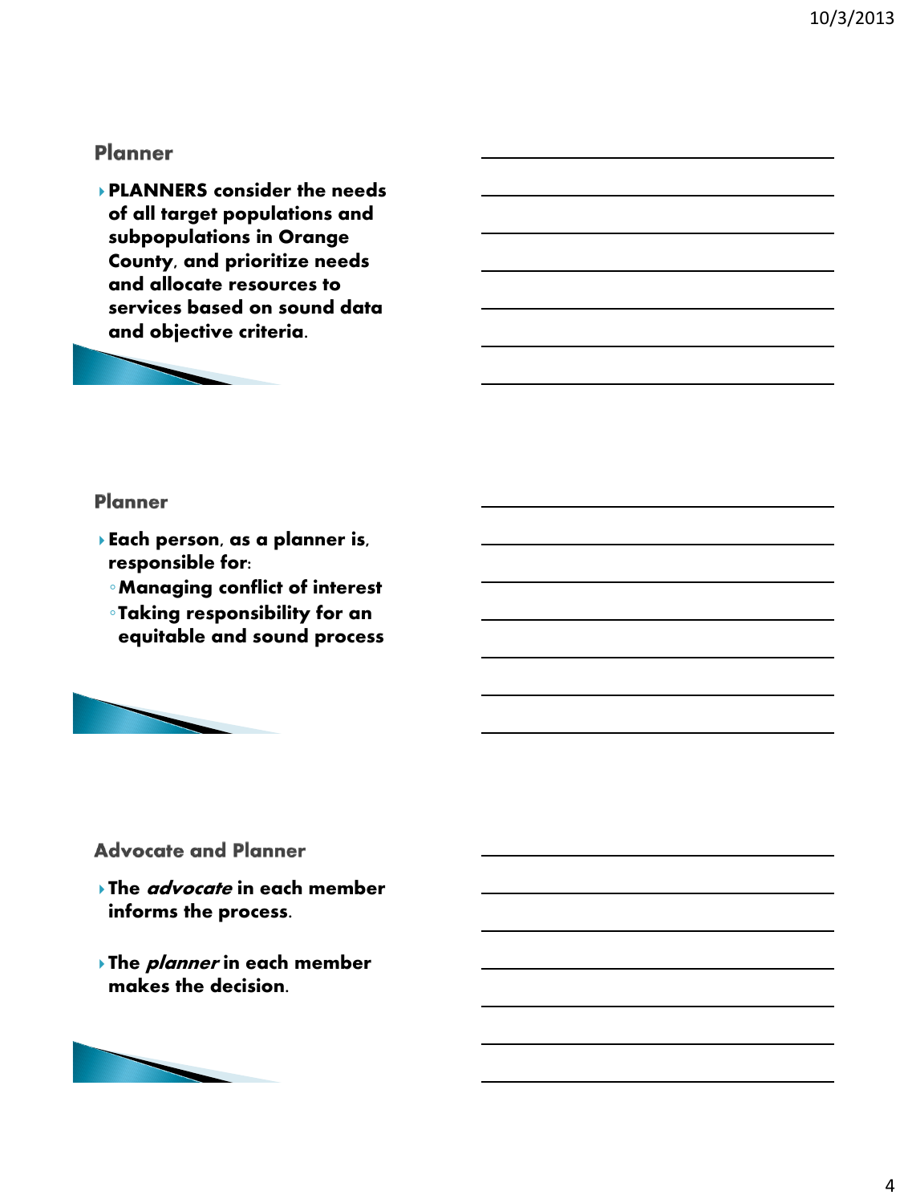## Planner

- **PLANNERS consider the needs of all target populations and subpopulations in Orange County, and prioritize needs and allocate resources to services based on sound data and objective criteria.**

## Planner

- **Each person, as a planner is, responsible for:**
  - **Managing conflict of interest**
  - **Taking responsibility for an equitable and sound process**

## Advocate and Planner

- **The *advocate* in each member informs the process.**
- **The *planner* in each member makes the decision.**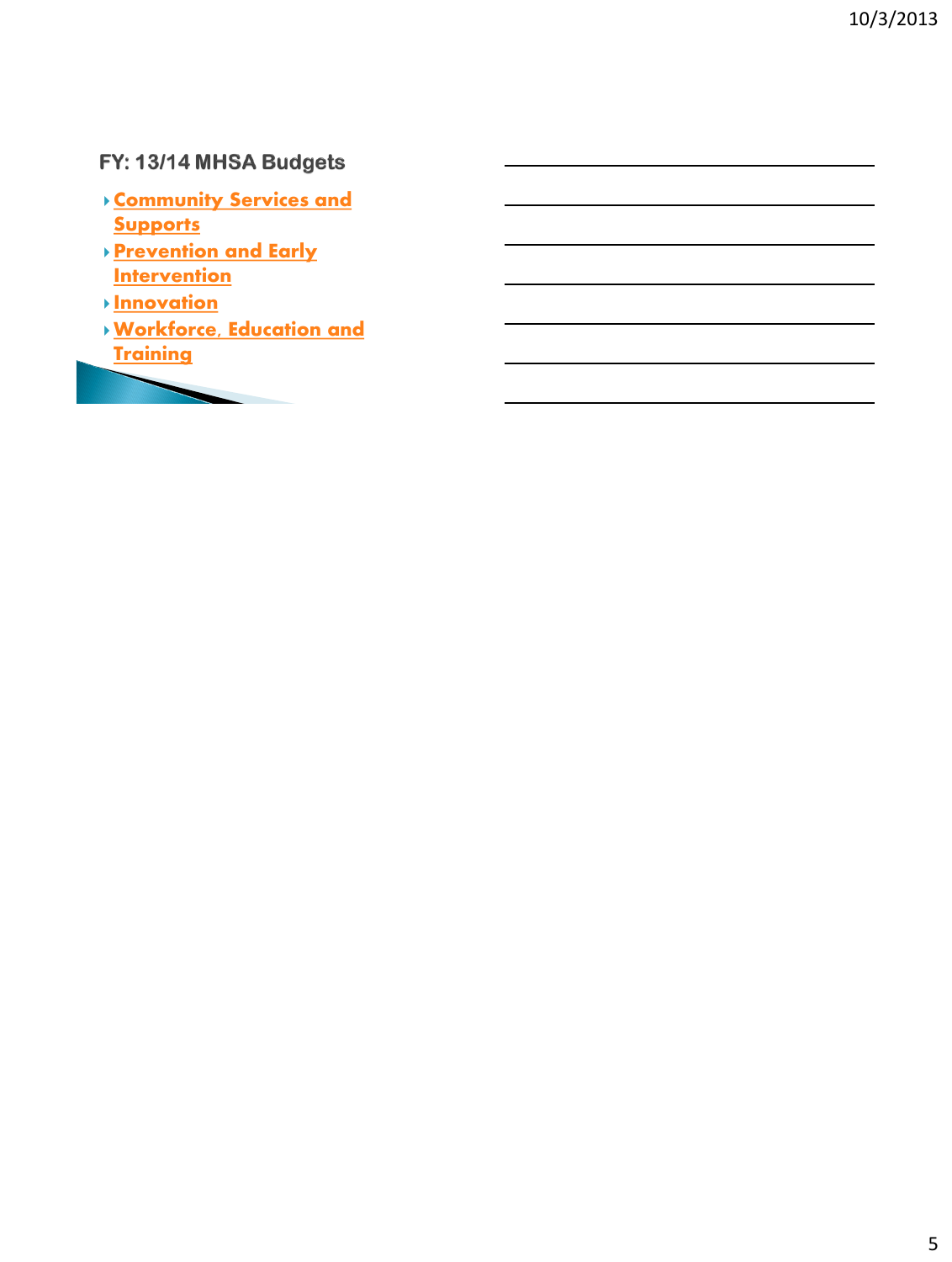## FY: 13/14 MHSA Budgets

- **Community Services and Supports**
- **Prevention and Early Intervention**
- **Innovation**
- **Workforce, Education and Training**